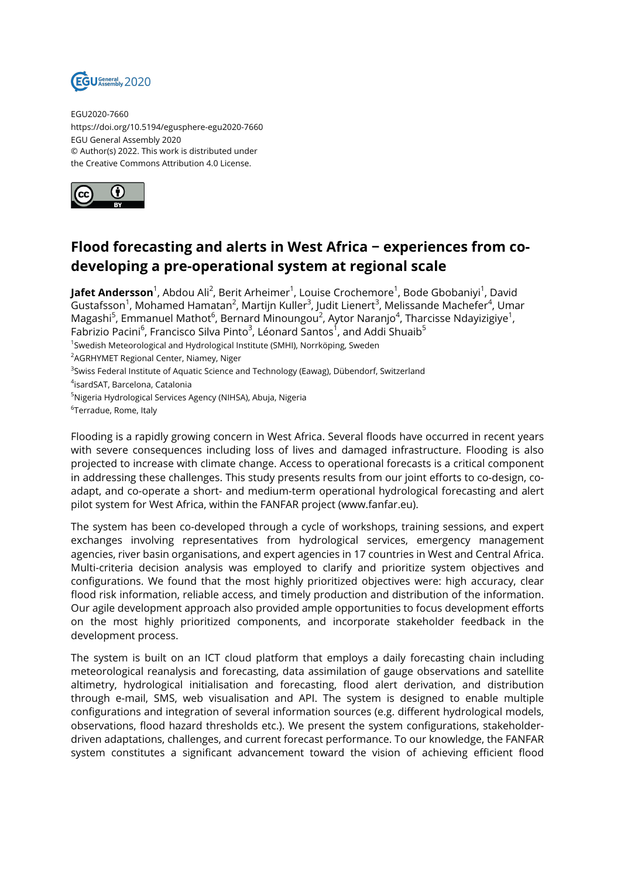EGU2020-7660
https://doi.org/10.5194/egusphere-egu2020-7660
EGU General Assembly 2020
© Author(s) 2022. This work is distributed under
the Creative Commons Attribution 4.0 License.

# Flood forecasting and alerts in West Africa – experiences from co-developing a pre-operational system at regional scale

**Jafet Andersson**[1], Abdou Ali[2], Berit Arheimer[1], Louise Crochemore[1], Bode Gbobaniyi[1], David Gustafsson[1], Mohamed Hamatan[2], Martijn Kuller[3], Judit Lienert[3], Melissande Machefer[4], Umar Magashi[5], Emmanuel Mathot[6], Bernard Minoungou[2], Aytor Naranjo[4], Tharcisse Ndayizigiye[1], Fabrizio Pacini[6], Francisco Silva Pinto[3], Léonard Santos[1], and Addi Shuaib[5]

[1]Swedish Meteorological and Hydrological Institute (SMHI), Norrköping, Sweden
[2]AGRHYMET Regional Center, Niamey, Niger
[3]Swiss Federal Institute of Aquatic Science and Technology (Eawag), Dübendorf, Switzerland
[4]isardSAT, Barcelona, Catalonia
[5]Nigeria Hydrological Services Agency (NIHSA), Abuja, Nigeria
[6]Terradue, Rome, Italy

Flooding is a rapidly growing concern in West Africa. Several floods have occurred in recent years with severe consequences including loss of lives and damaged infrastructure. Flooding is also projected to increase with climate change. Access to operational forecasts is a critical component in addressing these challenges. This study presents results from our joint efforts to co-design, co-adapt, and co-operate a short- and medium-term operational hydrological forecasting and alert pilot system for West Africa, within the FANFAR project (www.fanfar.eu).

The system has been co-developed through a cycle of workshops, training sessions, and expert exchanges involving representatives from hydrological services, emergency management agencies, river basin organisations, and expert agencies in 17 countries in West and Central Africa. Multi-criteria decision analysis was employed to clarify and prioritize system objectives and configurations. We found that the most highly prioritized objectives were: high accuracy, clear flood risk information, reliable access, and timely production and distribution of the information. Our agile development approach also provided ample opportunities to focus development efforts on the most highly prioritized components, and incorporate stakeholder feedback in the development process.

The system is built on an ICT cloud platform that employs a daily forecasting chain including meteorological reanalysis and forecasting, data assimilation of gauge observations and satellite altimetry, hydrological initialisation and forecasting, flood alert derivation, and distribution through e-mail, SMS, web visualisation and API. The system is designed to enable multiple configurations and integration of several information sources (e.g. different hydrological models, observations, flood hazard thresholds etc.). We present the system configurations, stakeholder-driven adaptations, challenges, and current forecast performance. To our knowledge, the FANFAR system constitutes a significant advancement toward the vision of achieving efficient flood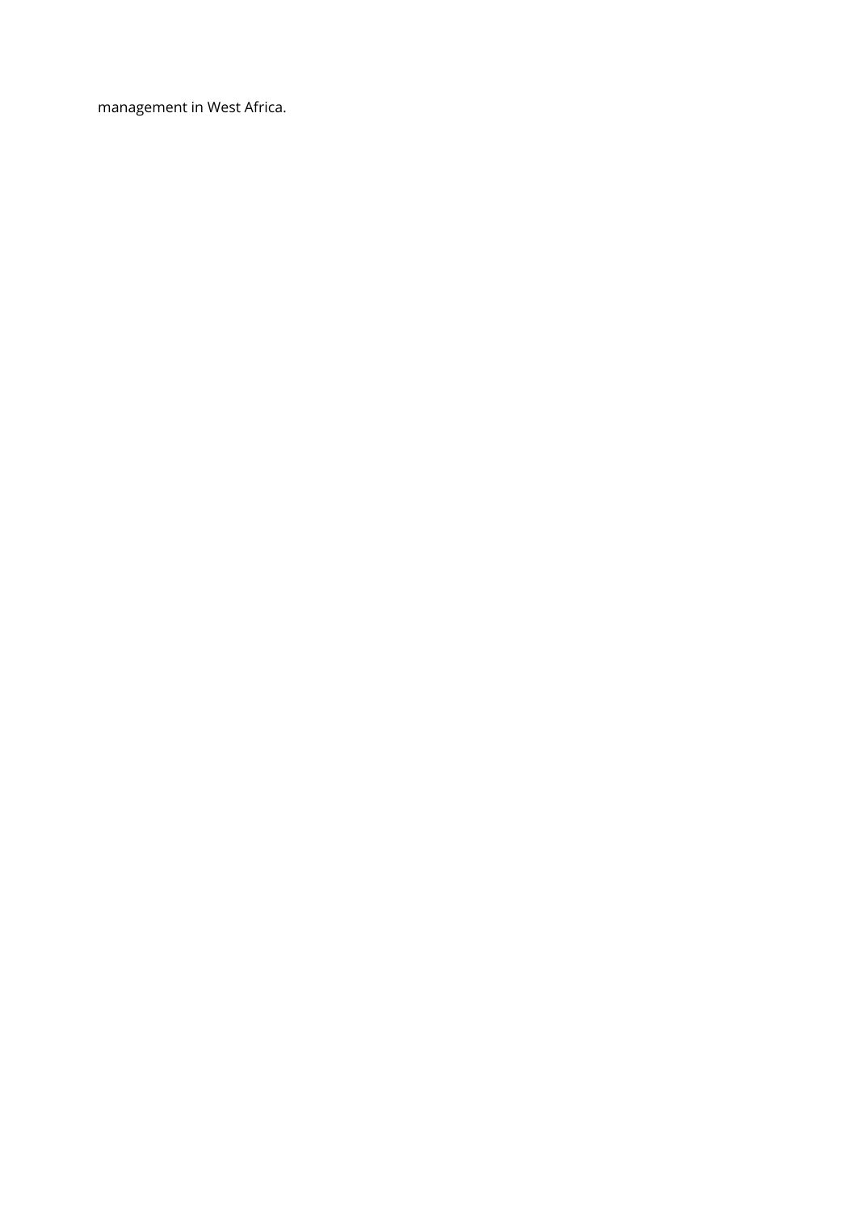management in West Africa.